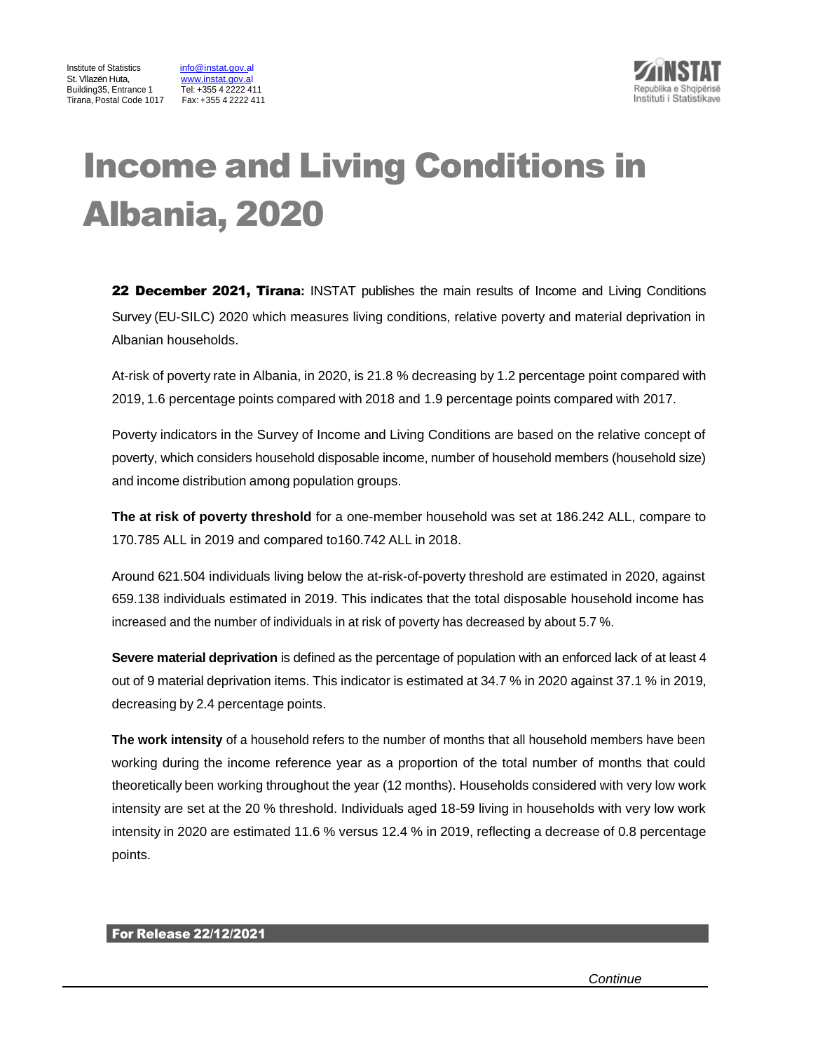Institute of Statistics
St. Vllazën Huta,
Building35, Entrance 1
Tirana, Postal Code 1017

info@instat.gov.al
www.instat.gov.al
Tel: +355 4 2222 411
Fax: +355 4 2222 411

INSTAT
Republika e Shqipërisë
Instituti i Statistikave

# Income and Living Conditions in Albania, 2020

**22 December 2021, Tirana:** INSTAT publishes the main results of Income and Living Conditions Survey (EU-SILC) 2020 which measures living conditions, relative poverty and material deprivation in Albanian households.

At-risk of poverty rate in Albania, in 2020, is 21.8 % decreasing by 1.2 percentage point compared with 2019, 1.6 percentage points compared with 2018 and 1.9 percentage points compared with 2017.

Poverty indicators in the Survey of Income and Living Conditions are based on the relative concept of poverty, which considers household disposable income, number of household members (household size) and income distribution among population groups.

**The at risk of poverty threshold** for a one-member household was set at 186.242 ALL, compare to 170.785 ALL in 2019 and compared to160.742 ALL in 2018.

Around 621.504 individuals living below the at-risk-of-poverty threshold are estimated in 2020, against 659.138 individuals estimated in 2019. This indicates that the total disposable household income has increased and the number of individuals in at risk of poverty has decreased by about 5.7 %.

**Severe material deprivation** is defined as the percentage of population with an enforced lack of at least 4 out of 9 material deprivation items. This indicator is estimated at 34.7 % in 2020 against 37.1 % in 2019, decreasing by 2.4 percentage points.

**The work intensity** of a household refers to the number of months that all household members have been working during the income reference year as a proportion of the total number of months that could theoretically been working throughout the year (12 months). Households considered with very low work intensity are set at the 20 % threshold. Individuals aged 18-59 living in households with very low work intensity in 2020 are estimated 11.6 % versus 12.4 % in 2019, reflecting a decrease of 0.8 percentage points.

**For Release 22/12/2021**

*Continue*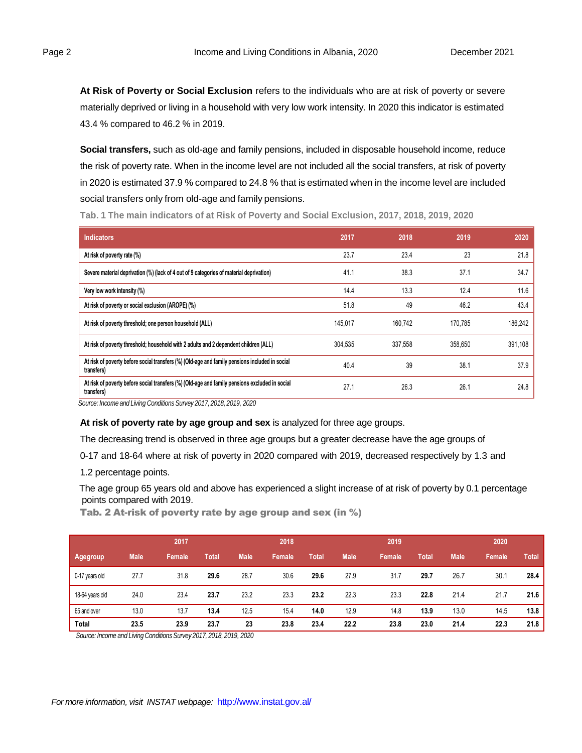**At Risk of Poverty or Social Exclusion** refers to the individuals who are at risk of poverty or severe materially deprived or living in a household with very low work intensity. In 2020 this indicator is estimated 43.4 % compared to 46.2 % in 2019.

**Social transfers,** such as old-age and family pensions, included in disposable household income, reduce the risk of poverty rate. When in the income level are not included all the social transfers, at risk of poverty in 2020 is estimated 37.9 % compared to 24.8 % that is estimated when in the income level are included social transfers only from old-age and family pensions.

**Tab. 1 The main indicators of at Risk of Poverty and Social Exclusion, 2017, 2018, 2019, 2020**

| Indicators | 2017 | 2018 | 2019 | 2020 |
|---|---|---|---|---|
| At risk of poverty rate (%) | 23.7 | 23.4 | 23 | 21.8 |
| Severe material deprivation (%) (lack of 4 out of 9 categories of material deprivation) | 41.1 | 38.3 | 37.1 | 34.7 |
| Very low work intensity (%) | 14.4 | 13.3 | 12.4 | 11.6 |
| At risk of poverty or social exclusion (AROPE) (%) | 51.8 | 49 | 46.2 | 43.4 |
| At risk of poverty threshold; one person household (ALL) | 145,017 | 160,742 | 170,785 | 186,242 |
| At risk of poverty threshold; household with 2 adults and 2 dependent children (ALL) | 304,535 | 337,558 | 358,650 | 391,108 |
| At risk of poverty before social transfers (%) (Old-age and family pensions included in social transfers) | 40.4 | 39 | 38.1 | 37.9 |
| At risk of poverty before social transfers (%) (Old-age and family pensions excluded in social transfers) | 27.1 | 26.3 | 26.1 | 24.8 |

*Source: Income and Living Conditions Survey 2017, 2018, 2019, 2020*

**At risk of poverty rate by age group and sex** is analyzed for three age groups.

The decreasing trend is observed in three age groups but a greater decrease have the age groups of 0-17 and 18-64 where at risk of poverty in 2020 compared with 2019, decreased respectively by 1.3 and 1.2 percentage points.

The age group 65 years old and above has experienced a slight increase of at risk of poverty by 0.1 percentage points compared with 2019.

**Tab. 2 At-risk of poverty rate by age group and sex (in %)**

| | 2017 | | | 2018 | | | 2019 | | | 2020 | | |
|---|---|---|---|---|---|---|---|---|---|---|---|---|
| Agegroup | Male | Female | Total | Male | Female | Total | Male | Female | Total | Male | Female | Total |
| 0-17 years old | 27.7 | 31.8 | **29.6** | 28.7 | 30.6 | **29.6** | 27.9 | 31.7 | **29.7** | 26.7 | 30.1 | **28.4** |
| 18-64 years old | 24.0 | 23.4 | **23.7** | 23.2 | 23.3 | **23.2** | 22.3 | 23.3 | **22.8** | 21.4 | 21.7 | **21.6** |
| 65 and over | 13.0 | 13.7 | **13.4** | 12.5 | 15.4 | **14.0** | 12.9 | 14.8 | **13.9** | 13.0 | 14.5 | **13.8** |
| **Total** | **23.5** | **23.9** | **23.7** | **23** | **23.8** | **23.4** | **22.2** | **23.8** | **23.0** | **21.4** | **22.3** | **21.8** |

*Source: Income and Living Conditions Survey 2017, 2018, 2019, 2020*

*For more information, visit INSTAT webpage:* http://www.instat.gov.al/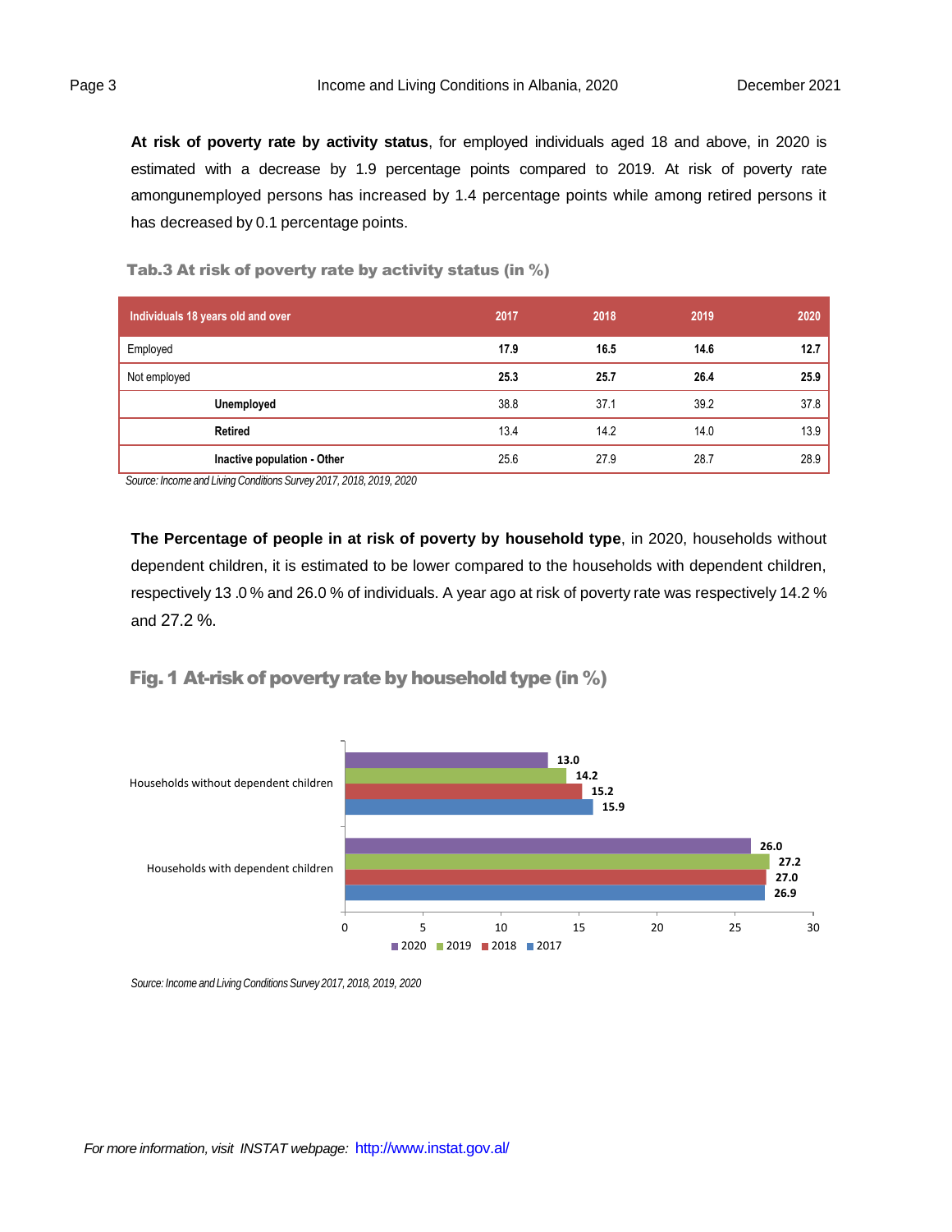**At risk of poverty rate by activity status**, for employed individuals aged 18 and above, in 2020 is estimated with a decrease by 1.9 percentage points compared to 2019. At risk of poverty rate amongunemployed persons has increased by 1.4 percentage points while among retired persons it has decreased by 0.1 percentage points.

**Tab.3 At risk of poverty rate by activity status (in %)**

| Individuals 18 years old and over | 2017 | 2018 | 2019 | 2020 |
|---|---|---|---|---|
| Employed | **17.9** | **16.5** | **14.6** | **12.7** |
| Not employed | **25.3** | **25.7** | **26.4** | **25.9** |
| **Unemployed** | 38.8 | 37.1 | 39.2 | 37.8 |
| **Retired** | 13.4 | 14.2 | 14.0 | 13.9 |
| **Inactive population - Other** | 25.6 | 27.9 | 28.7 | 28.9 |

*Source: Income and Living Conditions Survey 2017, 2018, 2019, 2020*

**The Percentage of people in at risk of poverty by household type**, in 2020, households without dependent children, it is estimated to be lower compared to the households with dependent children, respectively 13 .0 % and 26.0 % of individuals. A year ago at risk of poverty rate was respectively 14.2 % and 27.2 %.

**Fig. 1 At-risk of poverty rate by household type (in %)**

| | 2020 | 2019 | 2018 | 2017 |
|---|---|---|---|---|
| Households without dependent children | 13.0 | 14.2 | 15.2 | 15.9 |
| Households with dependent children | 26.0 | 27.2 | 27.0 | 26.9 |

*Source: Income and Living Conditions Survey 2017, 2018, 2019, 2020*

*For more information, visit INSTAT webpage:* http://www.instat.gov.al/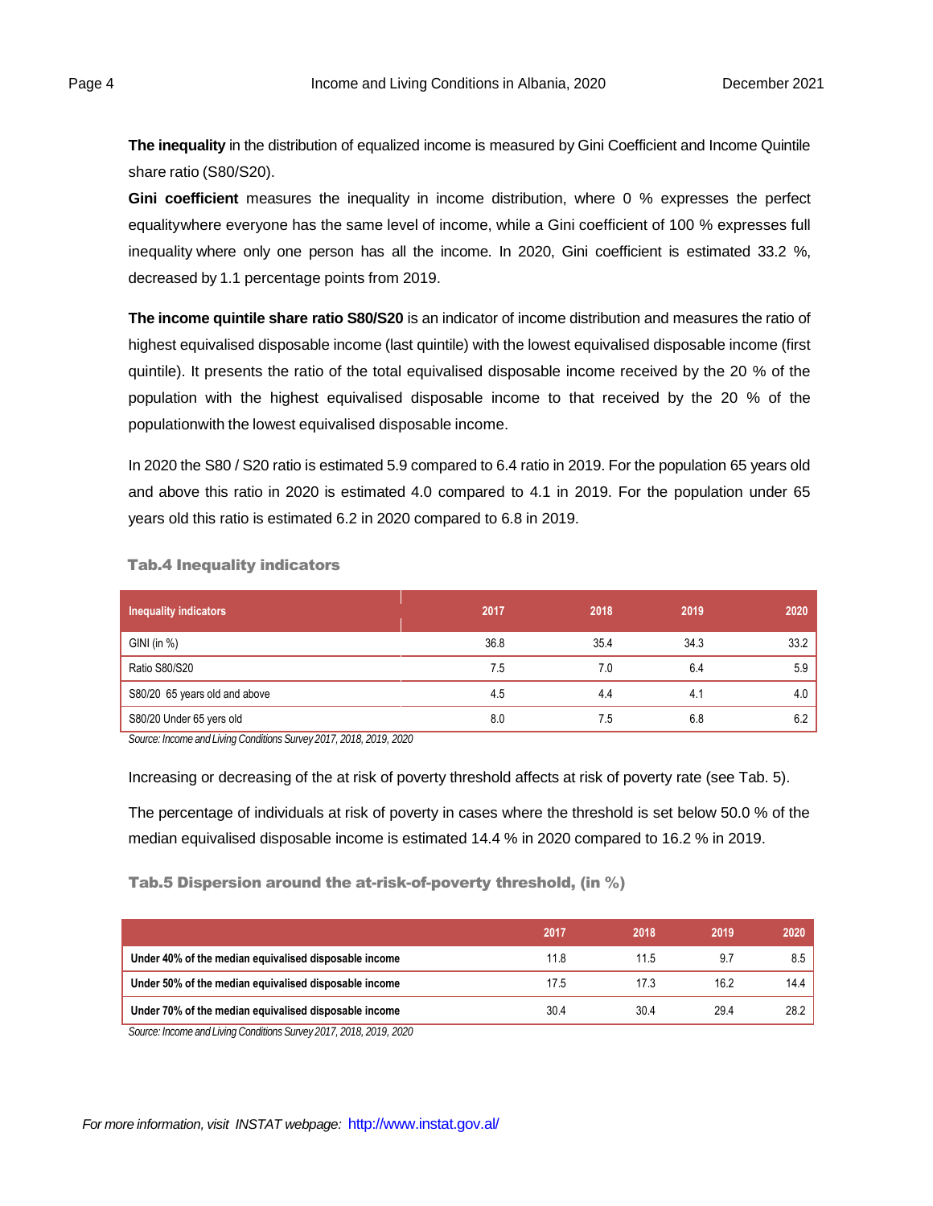**The inequality** in the distribution of equalized income is measured by Gini Coefficient and Income Quintile share ratio (S80/S20).

**Gini coefficient** measures the inequality in income distribution, where 0 % expresses the perfect equalitywhere everyone has the same level of income, while a Gini coefficient of 100 % expresses full inequality where only one person has all the income. In 2020, Gini coefficient is estimated 33.2 %, decreased by 1.1 percentage points from 2019.

**The income quintile share ratio S80/S20** is an indicator of income distribution and measures the ratio of highest equivalised disposable income (last quintile) with the lowest equivalised disposable income (first quintile). It presents the ratio of the total equivalised disposable income received by the 20 % of the population with the highest equivalised disposable income to that received by the 20 % of the populationwith the lowest equivalised disposable income.

In 2020 the S80 / S20 ratio is estimated 5.9 compared to 6.4 ratio in 2019. For the population 65 years old and above this ratio in 2020 is estimated 4.0 compared to 4.1 in 2019. For the population under 65 years old this ratio is estimated 6.2 in 2020 compared to 6.8 in 2019.

### Tab.4 Inequality indicators

| Inequality indicators | 2017 | 2018 | 2019 | 2020 |
|---|---|---|---|---|
| GINI (in %) | 36.8 | 35.4 | 34.3 | 33.2 |
| Ratio S80/S20 | 7.5 | 7.0 | 6.4 | 5.9 |
| S80/20 65 years old and above | 4.5 | 4.4 | 4.1 | 4.0 |
| S80/20 Under 65 yers old | 8.0 | 7.5 | 6.8 | 6.2 |

*Source: Income and Living Conditions Survey 2017, 2018, 2019, 2020*

Increasing or decreasing of the at risk of poverty threshold affects at risk of poverty rate (see Tab. 5).

The percentage of individuals at risk of poverty in cases where the threshold is set below 50.0 % of the median equivalised disposable income is estimated 14.4 % in 2020 compared to 16.2 % in 2019.

### Tab.5 Dispersion around the at-risk-of-poverty threshold, (in %)

| | 2017 | 2018 | 2019 | 2020 |
|---|---|---|---|---|
| **Under 40% of the median equivalised disposable income** | 11.8 | 11.5 | 9.7 | 8.5 |
| **Under 50% of the median equivalised disposable income** | 17.5 | 17.3 | 16.2 | 14.4 |
| **Under 70% of the median equivalised disposable income** | 30.4 | 30.4 | 29.4 | 28.2 |

*Source: Income and Living Conditions Survey 2017, 2018, 2019, 2020*

*For more information, visit INSTAT webpage:* http://www.instat.gov.al/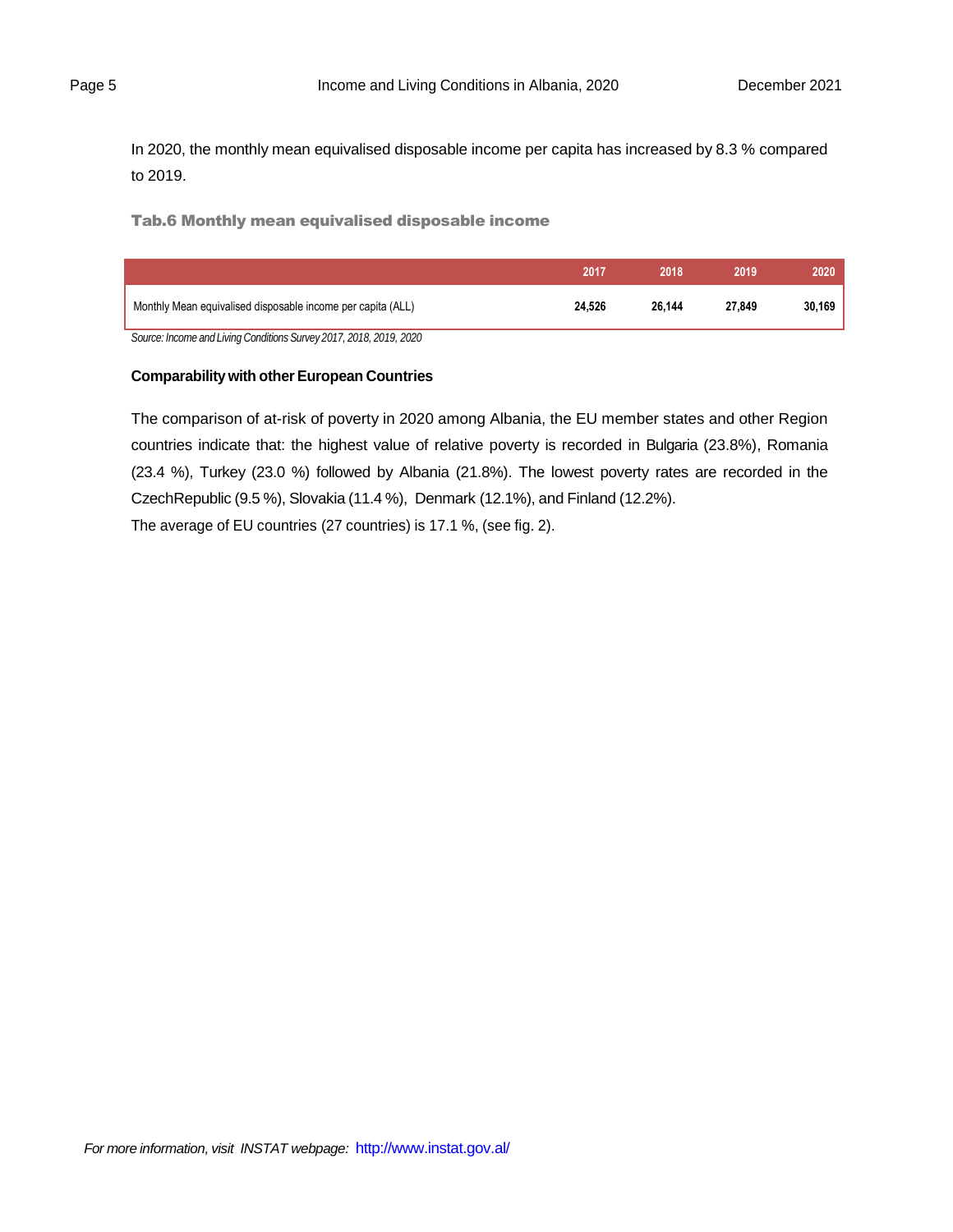In 2020, the monthly mean equivalised disposable income per capita has increased by 8.3 % compared to 2019.

**Tab.6 Monthly mean equivalised disposable income**

| | 2017 | 2018 | 2019 | 2020 |
|---|---|---|---|---|
| Monthly Mean equivalised disposable income per capita (ALL) | **24,526** | **26,144** | **27,849** | **30,169** |

*Source: Income and Living Conditions Survey 2017, 2018, 2019, 2020*

**Comparability with other European Countries**

The comparison of at-risk of poverty in 2020 among Albania, the EU member states and other Region countries indicate that: the highest value of relative poverty is recorded in Bulgaria (23.8%), Romania (23.4 %), Turkey (23.0 %) followed by Albania (21.8%). The lowest poverty rates are recorded in the CzechRepublic (9.5 %), Slovakia (11.4 %), Denmark (12.1%), and Finland (12.2%).
The average of EU countries (27 countries) is 17.1 %, (see fig. 2).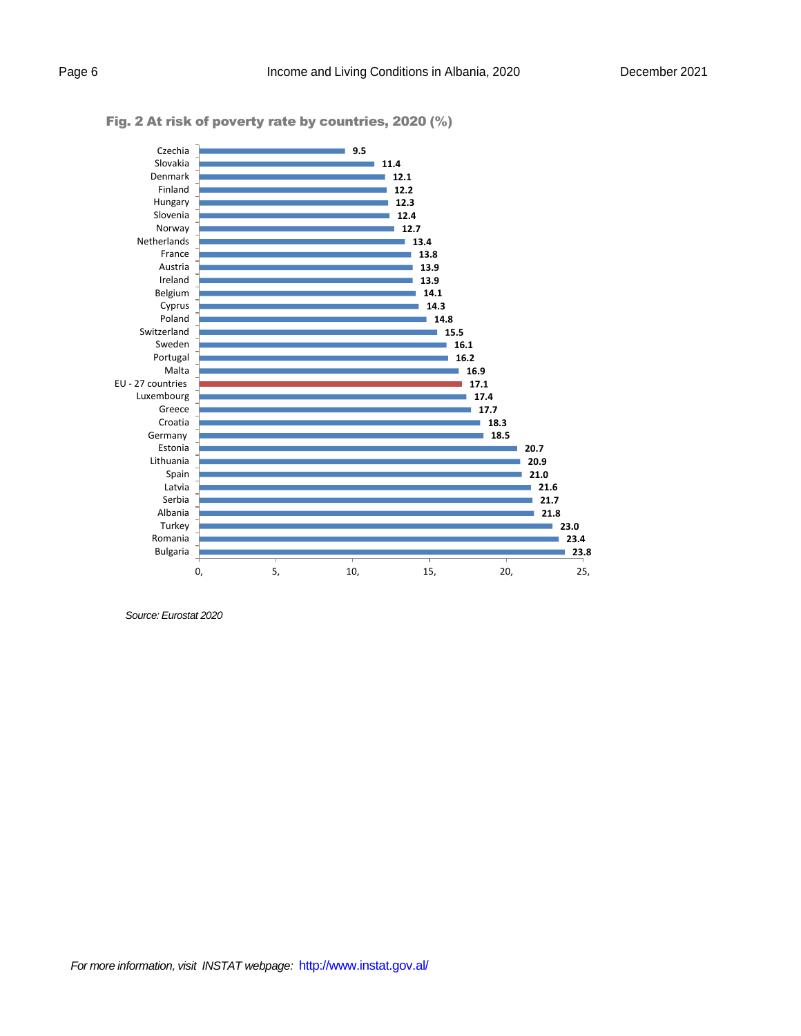**Fig. 2 At risk of poverty rate by countries, 2020 (%)**

| Country | % |
|---|---|
| Czechia | 9.5 |
| Slovakia | 11.4 |
| Denmark | 12.1 |
| Finland | 12.2 |
| Hungary | 12.3 |
| Slovenia | 12.4 |
| Norway | 12.7 |
| Netherlands | 13.4 |
| France | 13.8 |
| Austria | 13.9 |
| Ireland | 13.9 |
| Belgium | 14.1 |
| Cyprus | 14.3 |
| Poland | 14.8 |
| Switzerland | 15.5 |
| Sweden | 16.1 |
| Portugal | 16.2 |
| Malta | 16.9 |
| EU - 27 countries | 17.1 |
| Luxembourg | 17.4 |
| Greece | 17.7 |
| Croatia | 18.3 |
| Germany | 18.5 |
| Estonia | 20.7 |
| Lithuania | 20.9 |
| Spain | 21.0 |
| Latvia | 21.6 |
| Serbia | 21.7 |
| Albania | 21.8 |
| Turkey | 23.0 |
| Romania | 23.4 |
| Bulgaria | 23.8 |

*Source: Eurostat 2020*

*For more information, visit INSTAT webpage:* http://www.instat.gov.al/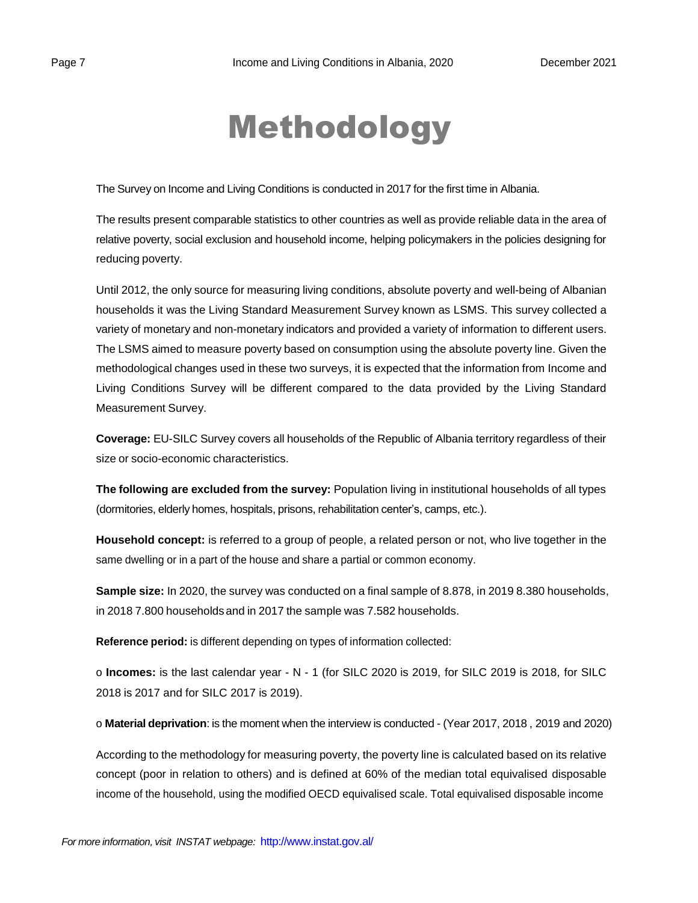# Methodology

The Survey on Income and Living Conditions is conducted in 2017 for the first time in Albania.

The results present comparable statistics to other countries as well as provide reliable data in the area of relative poverty, social exclusion and household income, helping policymakers in the policies designing for reducing poverty.

Until 2012, the only source for measuring living conditions, absolute poverty and well-being of Albanian households it was the Living Standard Measurement Survey known as LSMS. This survey collected a variety of monetary and non-monetary indicators and provided a variety of information to different users. The LSMS aimed to measure poverty based on consumption using the absolute poverty line. Given the methodological changes used in these two surveys, it is expected that the information from Income and Living Conditions Survey will be different compared to the data provided by the Living Standard Measurement Survey.

**Coverage:** EU-SILC Survey covers all households of the Republic of Albania territory regardless of their size or socio-economic characteristics.

**The following are excluded from the survey:** Population living in institutional households of all types (dormitories, elderly homes, hospitals, prisons, rehabilitation center's, camps, etc.).

**Household concept:** is referred to a group of people, a related person or not, who live together in the same dwelling or in a part of the house and share a partial or common economy.

**Sample size:** In 2020, the survey was conducted on a final sample of 8.878, in 2019 8.380 households, in 2018 7.800 households and in 2017 the sample was 7.582 households.

**Reference period:** is different depending on types of information collected:

o **Incomes:** is the last calendar year - N - 1 (for SILC 2020 is 2019, for SILC 2019 is 2018, for SILC 2018 is 2017 and for SILC 2017 is 2019).

o **Material deprivation**: is the moment when the interview is conducted - (Year 2017, 2018 , 2019 and 2020)

According to the methodology for measuring poverty, the poverty line is calculated based on its relative concept (poor in relation to others) and is defined at 60% of the median total equivalised disposable income of the household, using the modified OECD equivalised scale. Total equivalised disposable income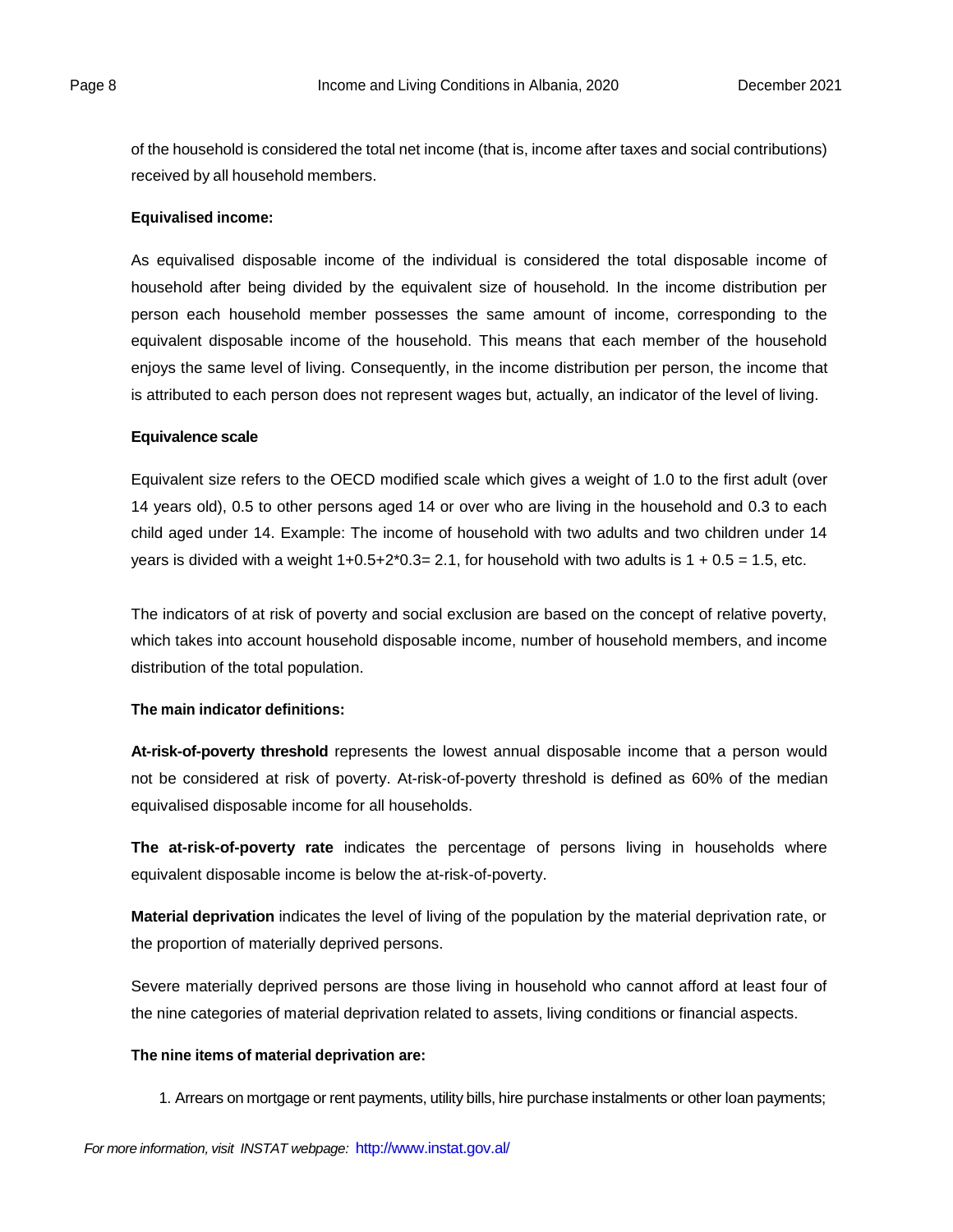of the household is considered the total net income (that is, income after taxes and social contributions) received by all household members.

**Equivalised income:**

As equivalised disposable income of the individual is considered the total disposable income of household after being divided by the equivalent size of household. In the income distribution per person each household member possesses the same amount of income, corresponding to the equivalent disposable income of the household. This means that each member of the household enjoys the same level of living. Consequently, in the income distribution per person, the income that is attributed to each person does not represent wages but, actually, an indicator of the level of living.

**Equivalence scale**

Equivalent size refers to the OECD modified scale which gives a weight of 1.0 to the first adult (over 14 years old), 0.5 to other persons aged 14 or over who are living in the household and 0.3 to each child aged under 14. Example: The income of household with two adults and two children under 14 years is divided with a weight $1+0.5+2*0.3= 2.1$, for household with two adults is $1 + 0.5 = 1.5$, etc.

The indicators of at risk of poverty and social exclusion are based on the concept of relative poverty, which takes into account household disposable income, number of household members, and income distribution of the total population.

**The main indicator definitions:**

**At-risk-of-poverty threshold** represents the lowest annual disposable income that a person would not be considered at risk of poverty. At-risk-of-poverty threshold is defined as 60% of the median equivalised disposable income for all households.

**The at-risk-of-poverty rate** indicates the percentage of persons living in households where equivalent disposable income is below the at-risk-of-poverty.

**Material deprivation** indicates the level of living of the population by the material deprivation rate, or the proportion of materially deprived persons.

Severe materially deprived persons are those living in household who cannot afford at least four of the nine categories of material deprivation related to assets, living conditions or financial aspects.

**The nine items of material deprivation are:**

1. Arrears on mortgage or rent payments, utility bills, hire purchase instalments or other loan payments;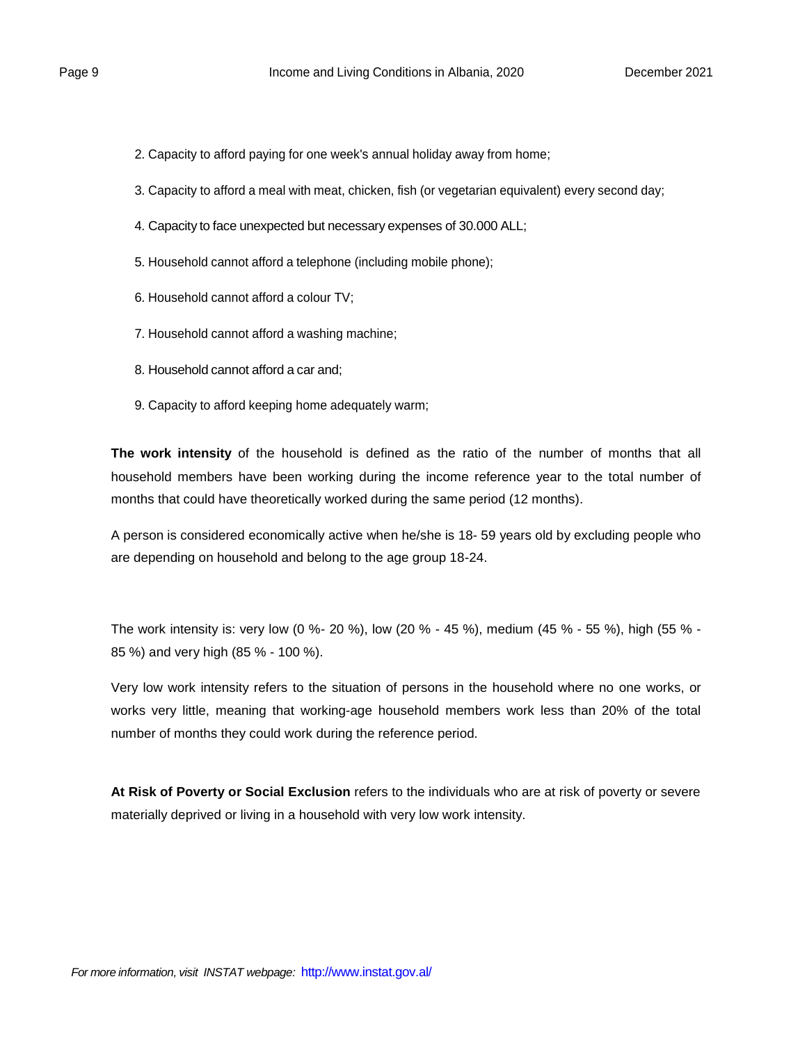2. Capacity to afford paying for one week's annual holiday away from home;
3. Capacity to afford a meal with meat, chicken, fish (or vegetarian equivalent) every second day;
4. Capacity to face unexpected but necessary expenses of 30.000 ALL;
5. Household cannot afford a telephone (including mobile phone);
6. Household cannot afford a colour TV;
7. Household cannot afford a washing machine;
8. Household cannot afford a car and;
9. Capacity to afford keeping home adequately warm;

**The work intensity** of the household is defined as the ratio of the number of months that all household members have been working during the income reference year to the total number of months that could have theoretically worked during the same period (12 months).

A person is considered economically active when he/she is 18- 59 years old by excluding people who are depending on household and belong to the age group 18-24.

The work intensity is: very low (0 %- 20 %), low (20 % - 45 %), medium (45 % - 55 %), high (55 % - 85 %) and very high (85 % - 100 %).

Very low work intensity refers to the situation of persons in the household where no one works, or works very little, meaning that working-age household members work less than 20% of the total number of months they could work during the reference period.

**At Risk of Poverty or Social Exclusion** refers to the individuals who are at risk of poverty or severe materially deprived or living in a household with very low work intensity.